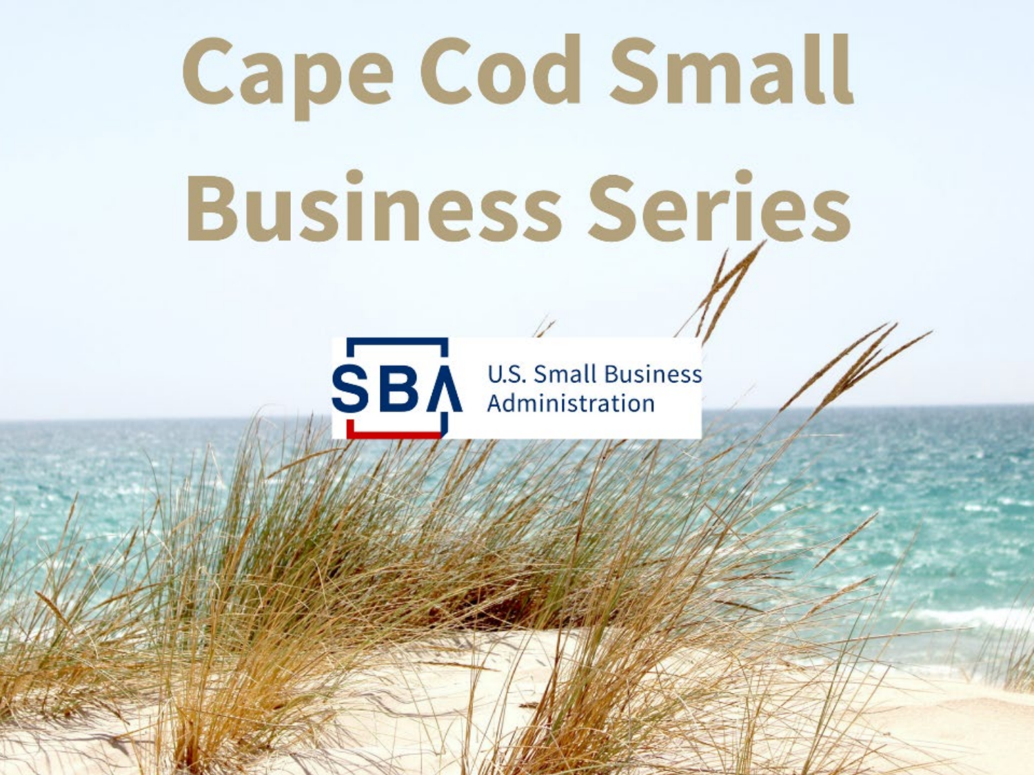# Cape Cod Small Business Series

SBA U.S. Small Business Administration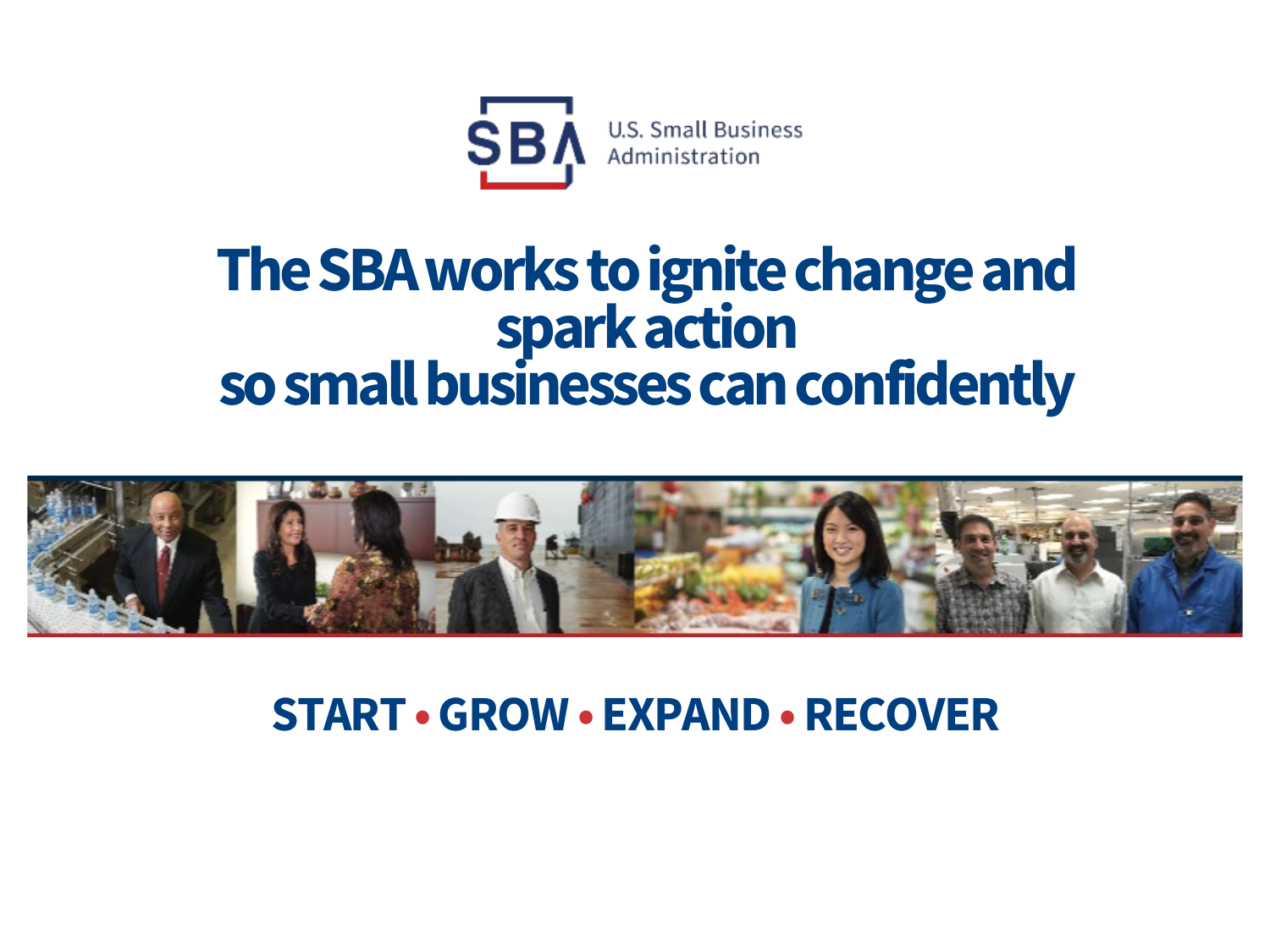U.S. Small Business Administration

# The SBA works to ignite change and spark action so small businesses can confidently

**START • GROW • EXPAND • RECOVER**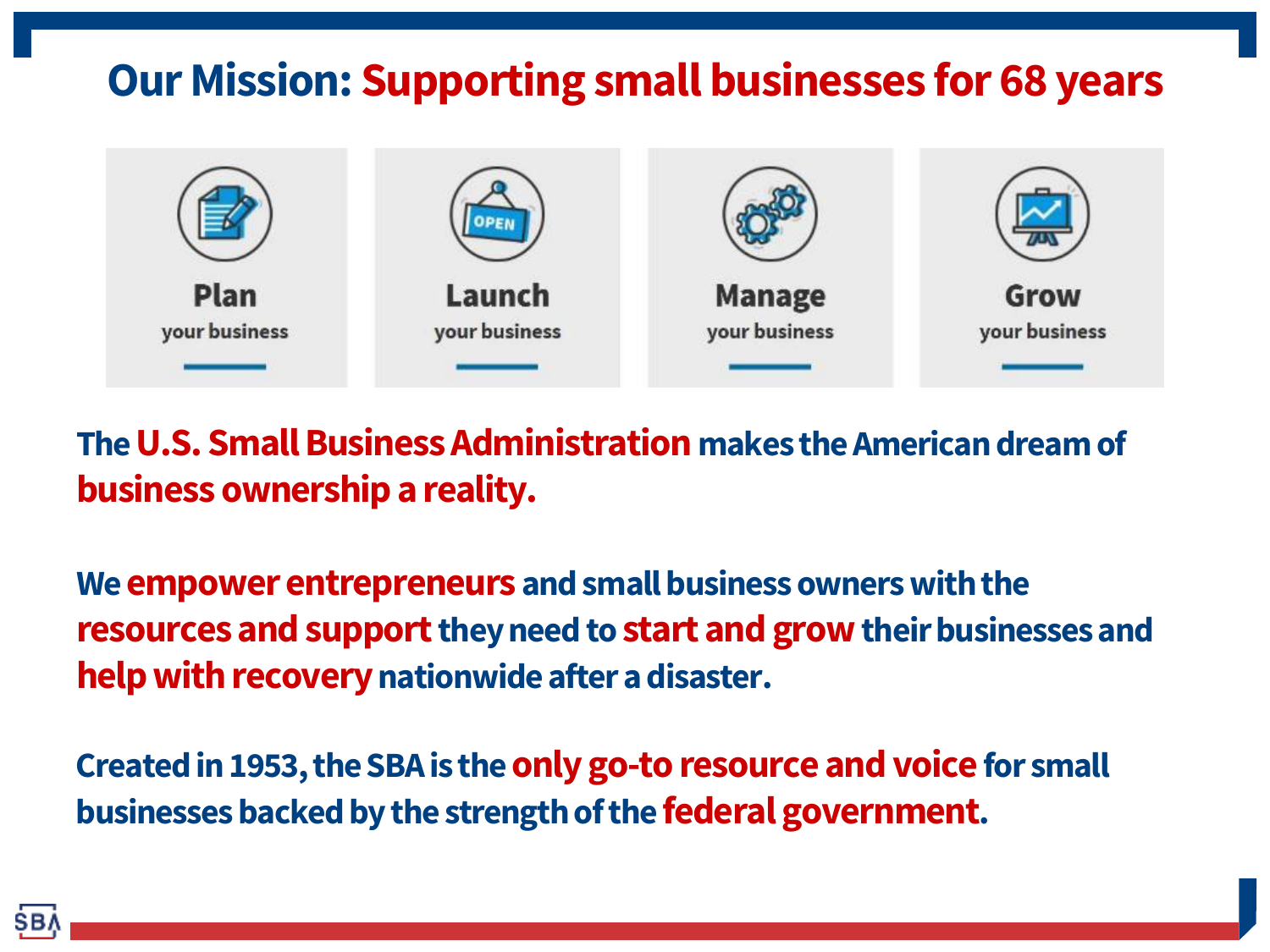# Our Mission: Supporting small businesses for 68 years

**Plan** your business

**Launch** your business

**Manage** your business

**Grow** your business

The **U.S. Small Business Administration** makes the American dream of **business ownership a reality.**

We **empower entrepreneurs** and small business owners with the **resources and support** they need to **start and grow** their businesses and **help with recovery** nationwide after a disaster.

Created in 1953, the SBA is the **only go-to resource and voice** for small businesses backed by the strength of the **federal government**.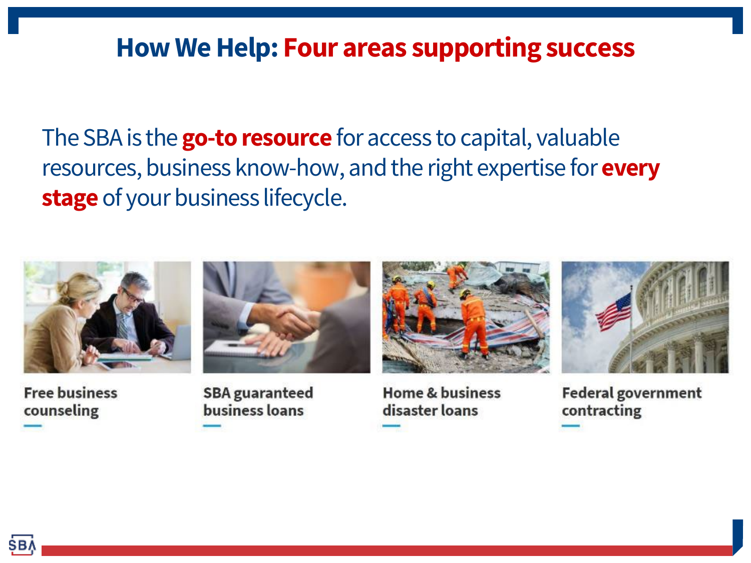# How We Help: Four areas supporting success

The SBA is the **go-to resource** for access to capital, valuable resources, business know-how, and the right expertise for **every stage** of your business lifecycle.

- Free business counseling
- SBA guaranteed business loans
- Home & business disaster loans
- Federal government contracting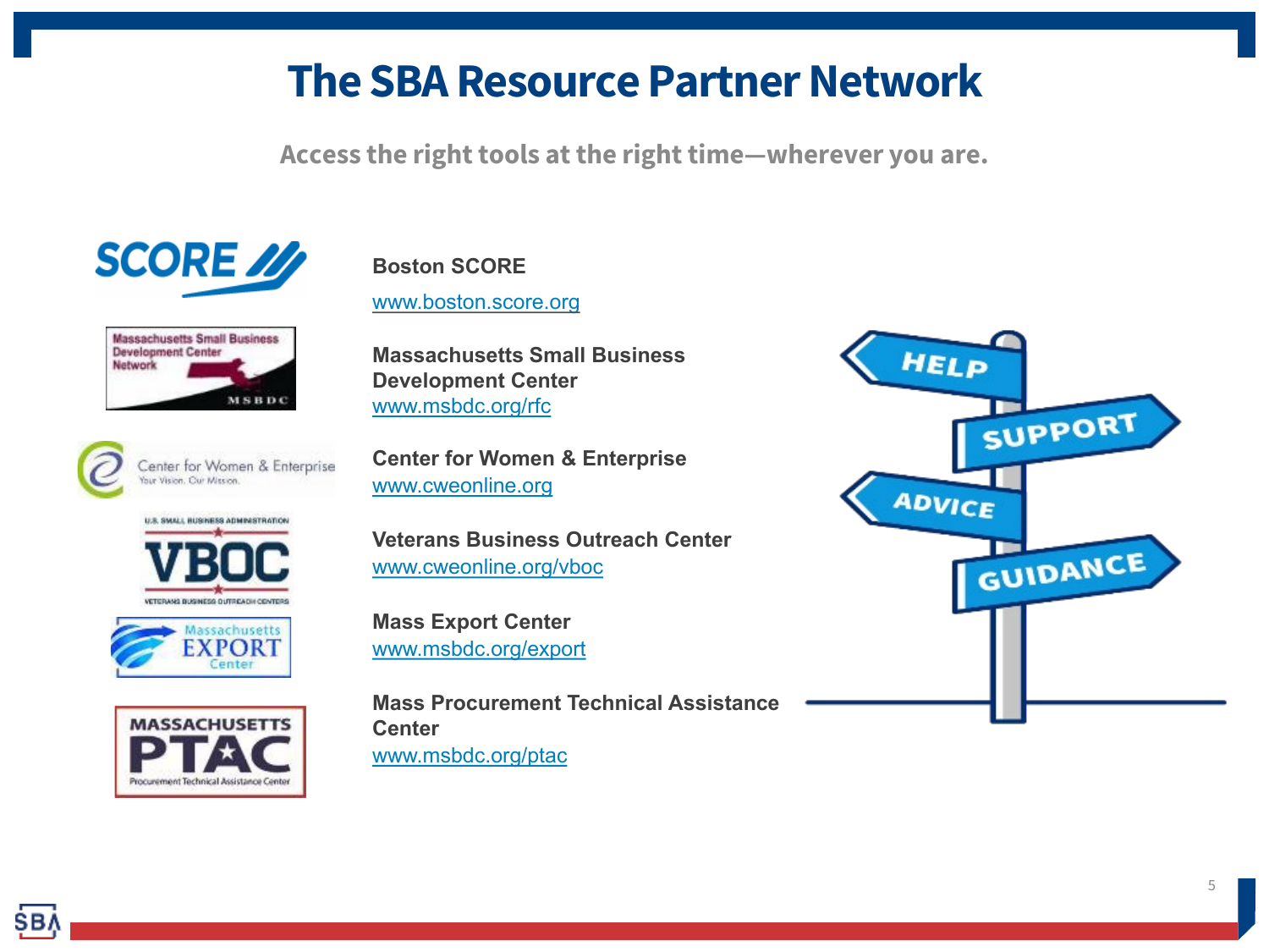# The SBA Resource Partner Network

Access the right tools at the right time—wherever you are.

**Boston SCORE**
www.boston.score.org

**Massachusetts Small Business Development Center**
www.msbdc.org/rfc

**Center for Women & Enterprise**
www.cweonline.org

**Veterans Business Outreach Center**
www.cweonline.org/vboc

**Mass Export Center**
www.msbdc.org/export

**Mass Procurement Technical Assistance Center**
www.msbdc.org/ptac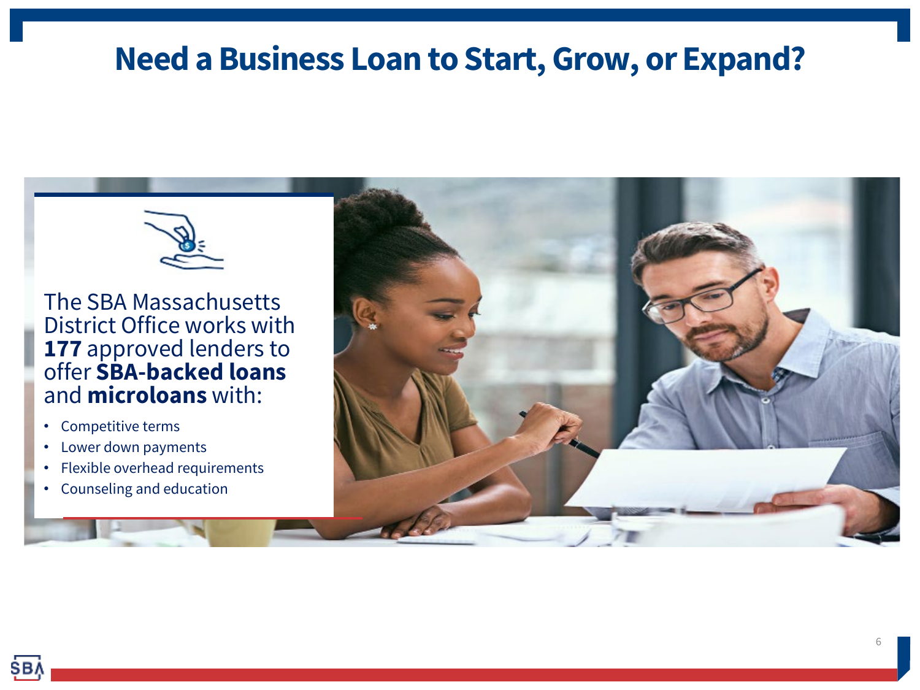# Need a Business Loan to Start, Grow, or Expand?

The SBA Massachusetts District Office works with **177** approved lenders to offer **SBA-backed loans** and **microloans** with:

- Competitive terms
- Lower down payments
- Flexible overhead requirements
- Counseling and education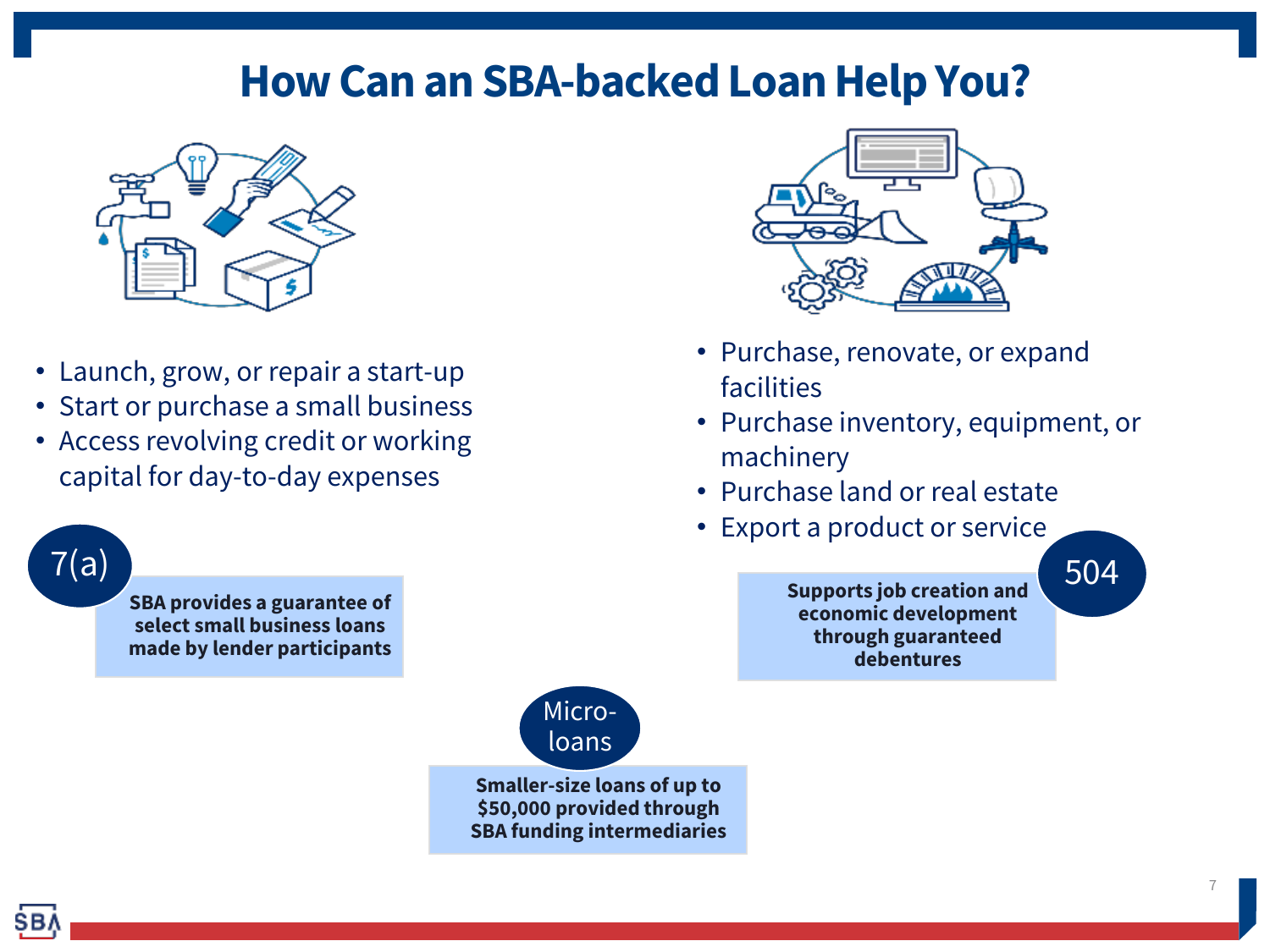# How Can an SBA-backed Loan Help You?

- Launch, grow, or repair a start-up
- Start or purchase a small business
- Access revolving credit or working capital for day-to-day expenses

- Purchase, renovate, or expand facilities
- Purchase inventory, equipment, or machinery
- Purchase land or real estate
- Export a product or service

7(a)

**SBA provides a guarantee of select small business loans made by lender participants**

504

**Supports job creation and economic development through guaranteed debentures**

Micro-loans

**Smaller-size loans of up to $50,000 provided through SBA funding intermediaries**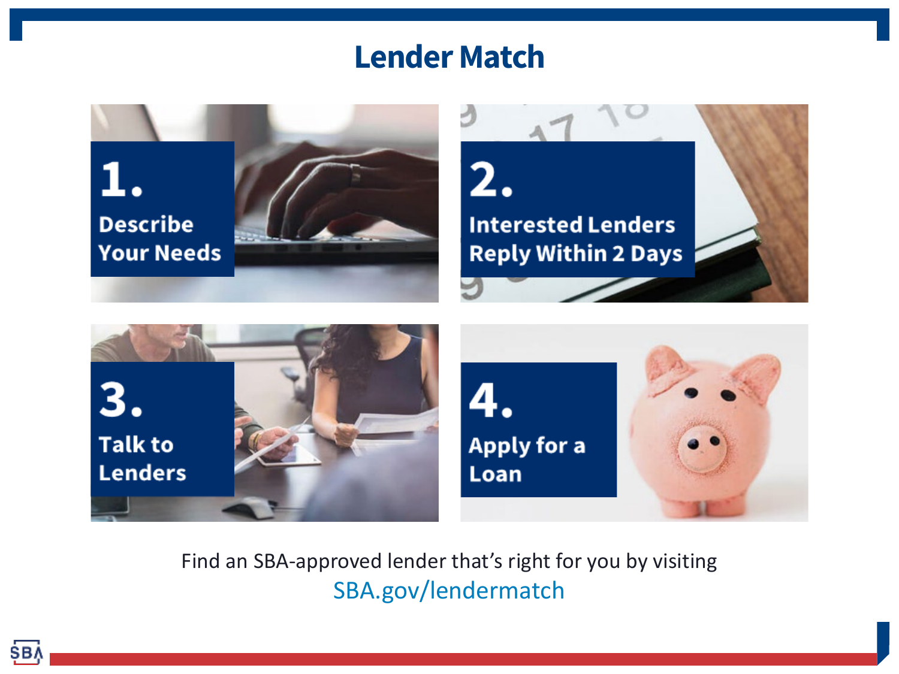# Lender Match

**1.** Describe Your Needs

**2.** Interested Lenders Reply Within 2 Days

**3.** Talk to Lenders

**4.** Apply for a Loan

Find an SBA-approved lender that's right for you by visiting
SBA.gov/lendermatch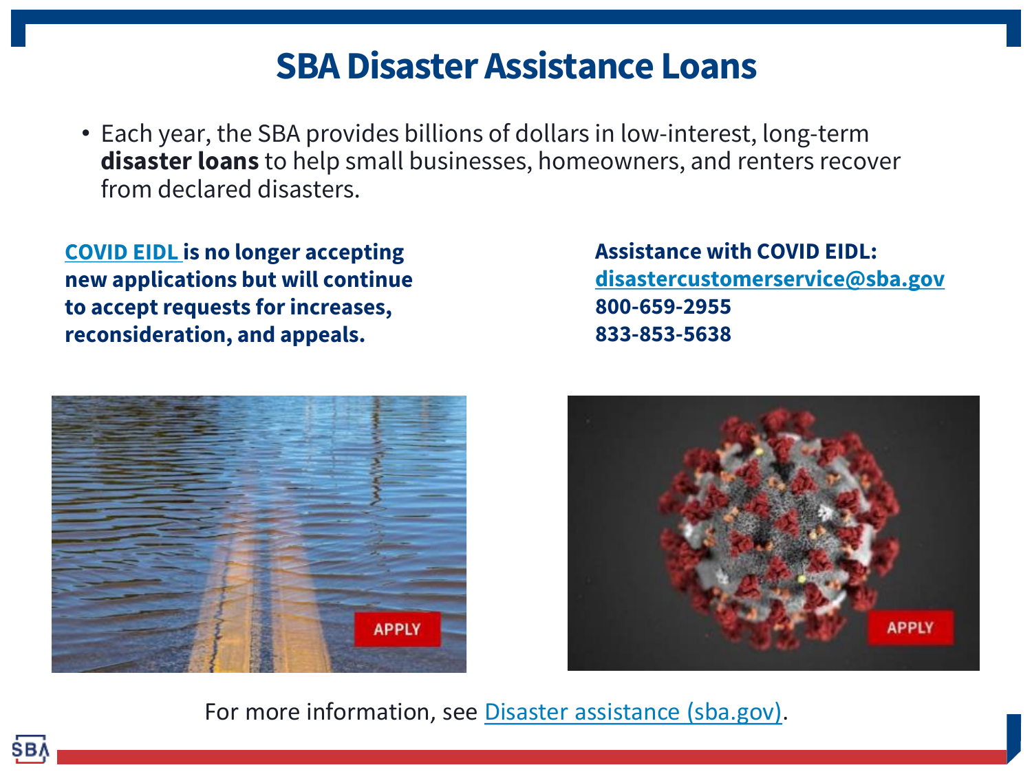# SBA Disaster Assistance Loans

- Each year, the SBA provides billions of dollars in low-interest, long-term **disaster loans** to help small businesses, homeowners, and renters recover from declared disasters.

**COVID EIDL is no longer accepting new applications but will continue to accept requests for increases, reconsideration, and appeals.**

**Assistance with COVID EIDL:**
**disastercustomerservice@sba.gov**
**800-659-2955**
**833-853-5638**

APPLY

APPLY

For more information, see Disaster assistance (sba.gov).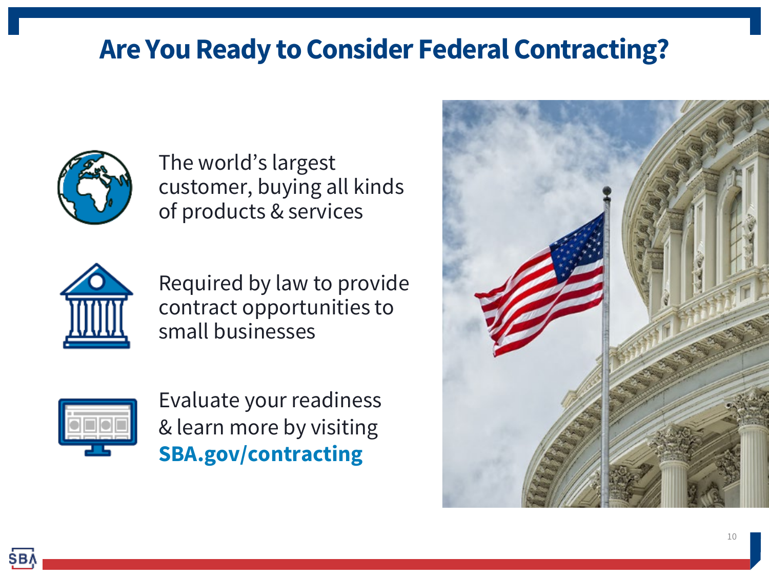# Are You Ready to Consider Federal Contracting?

The world's largest customer, buying all kinds of products & services

Required by law to provide contract opportunities to small businesses

Evaluate your readiness & learn more by visiting **SBA.gov/contracting**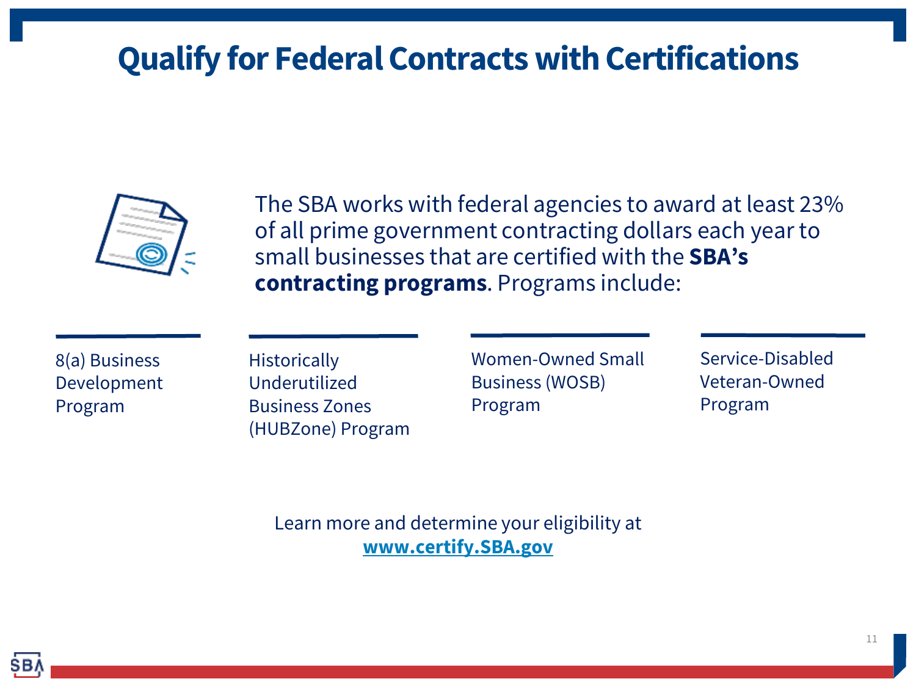# Qualify for Federal Contracts with Certifications

The SBA works with federal agencies to award at least 23% of all prime government contracting dollars each year to small businesses that are certified with the **SBA's contracting programs**. Programs include:

- 8(a) Business Development Program
- Historically Underutilized Business Zones (HUBZone) Program
- Women-Owned Small Business (WOSB) Program
- Service-Disabled Veteran-Owned Program

Learn more and determine your eligibility at
**www.certify.SBA.gov**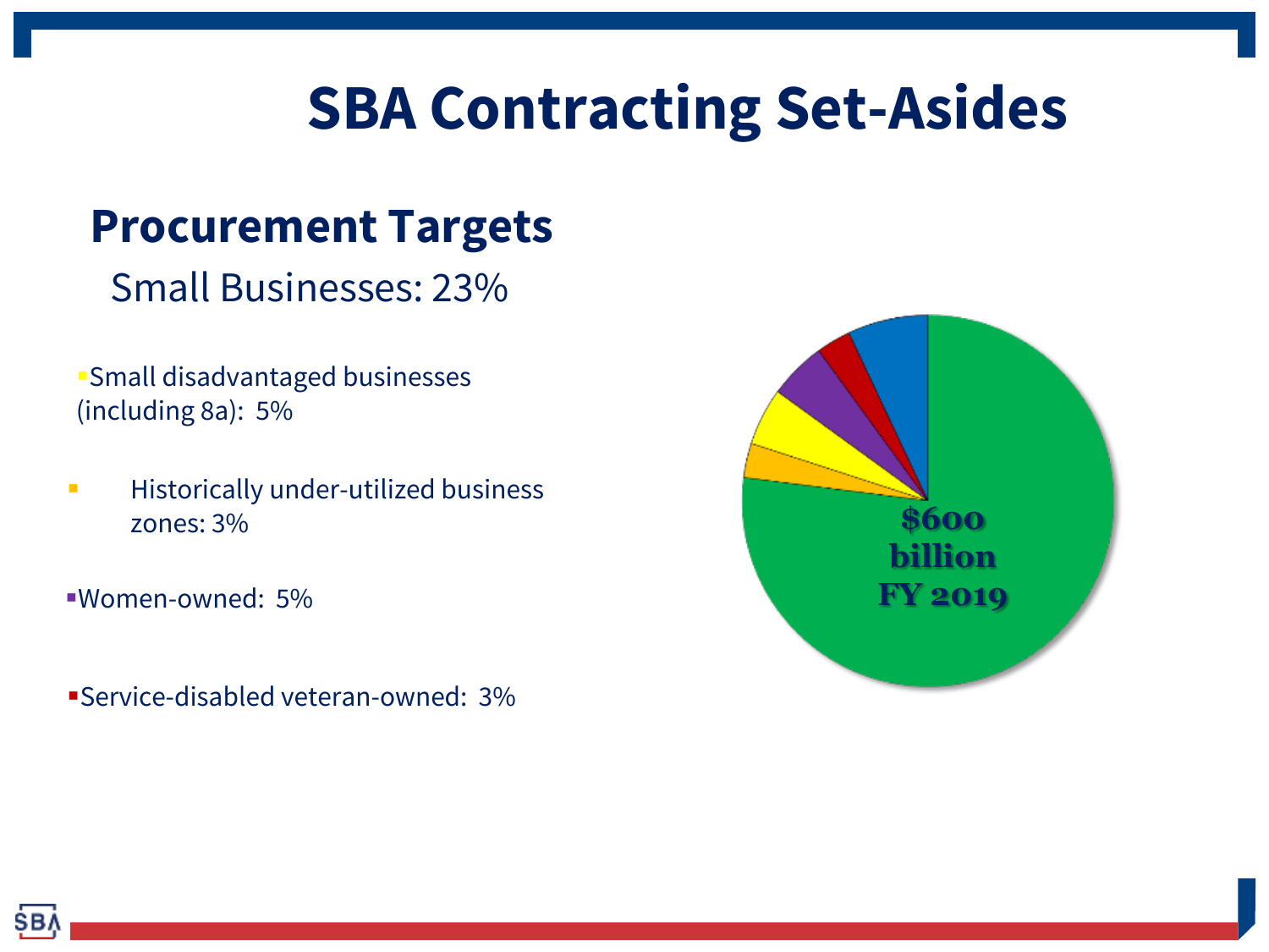# SBA Contracting Set-Asides

## Procurement Targets

Small Businesses: 23%

- Small disadvantaged businesses (including 8a): 5%
- Historically under-utilized business zones: 3%
- Women-owned: 5%
- Service-disabled veteran-owned: 3%

$600 billion
FY 2019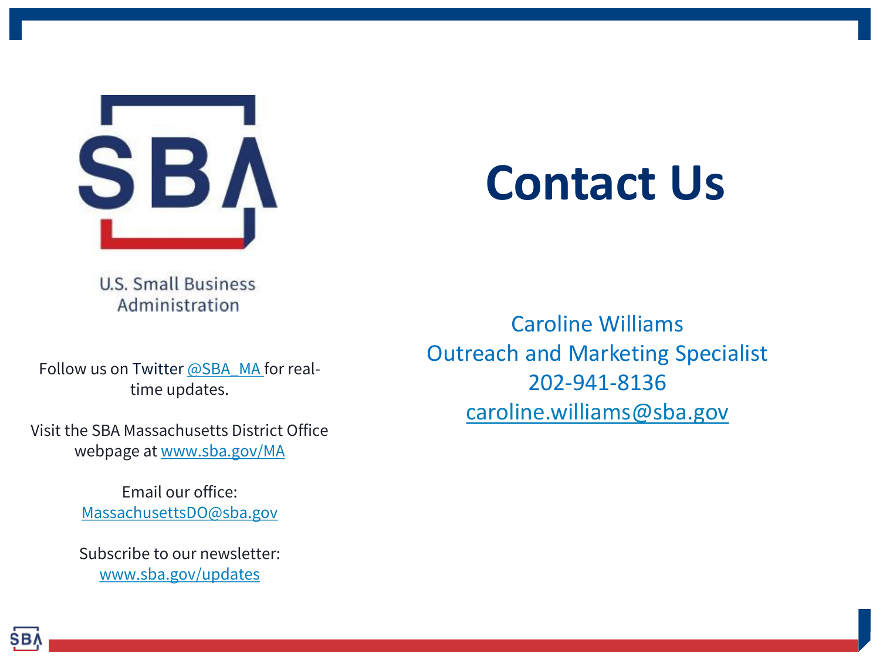U.S. Small Business Administration

# Contact Us

Caroline Williams
Outreach and Marketing Specialist
202-941-8136
caroline.williams@sba.gov

Follow us on Twitter @SBA_MA for real-time updates.

Visit the SBA Massachusetts District Office webpage at www.sba.gov/MA

Email our office:
MassachusettsDO@sba.gov

Subscribe to our newsletter:
www.sba.gov/updates